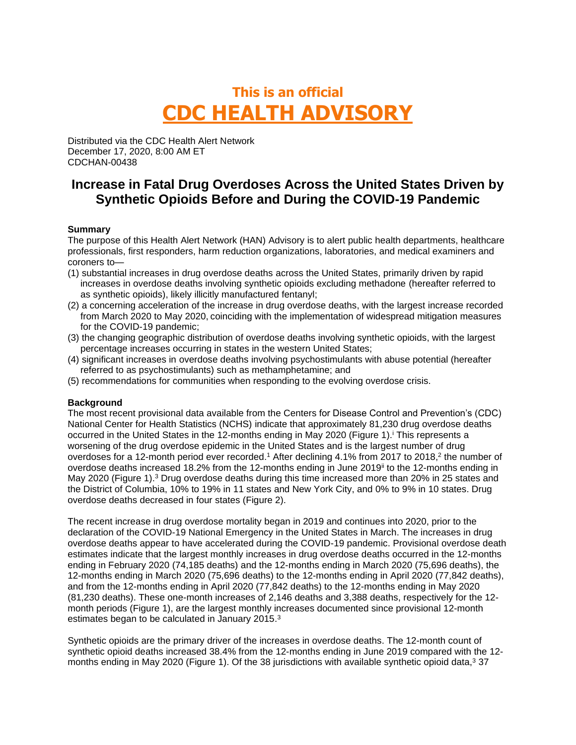# This is an official
# CDC HEALTH ADVISORY

Distributed via the CDC Health Alert Network
December 17, 2020, 8:00 AM ET
CDCHAN-00438

## Increase in Fatal Drug Overdoses Across the United States Driven by Synthetic Opioids Before and During the COVID-19 Pandemic

### Summary

The purpose of this Health Alert Network (HAN) Advisory is to alert public health departments, healthcare professionals, first responders, harm reduction organizations, laboratories, and medical examiners and coroners to—

(1) substantial increases in drug overdose deaths across the United States, primarily driven by rapid increases in overdose deaths involving synthetic opioids excluding methadone (hereafter referred to as synthetic opioids), likely illicitly manufactured fentanyl;

(2) a concerning acceleration of the increase in drug overdose deaths, with the largest increase recorded from March 2020 to May 2020, coinciding with the implementation of widespread mitigation measures for the COVID-19 pandemic;

(3) the changing geographic distribution of overdose deaths involving synthetic opioids, with the largest percentage increases occurring in states in the western United States;

(4) significant increases in overdose deaths involving psychostimulants with abuse potential (hereafter referred to as psychostimulants) such as methamphetamine; and

(5) recommendations for communities when responding to the evolving overdose crisis.

### Background

The most recent provisional data available from the Centers for Disease Control and Prevention's (CDC) National Center for Health Statistics (NCHS) indicate that approximately 81,230 drug overdose deaths occurred in the United States in the 12-months ending in May 2020 (Figure 1).[i] This represents a worsening of the drug overdose epidemic in the United States and is the largest number of drug overdoses for a 12-month period ever recorded.[1] After declining 4.1% from 2017 to 2018,[2] the number of overdose deaths increased 18.2% from the 12-months ending in June 2019[ii] to the 12-months ending in May 2020 (Figure 1).[3] Drug overdose deaths during this time increased more than 20% in 25 states and the District of Columbia, 10% to 19% in 11 states and New York City, and 0% to 9% in 10 states. Drug overdose deaths decreased in four states (Figure 2).

The recent increase in drug overdose mortality began in 2019 and continues into 2020, prior to the declaration of the COVID-19 National Emergency in the United States in March. The increases in drug overdose deaths appear to have accelerated during the COVID-19 pandemic. Provisional overdose death estimates indicate that the largest monthly increases in drug overdose deaths occurred in the 12-months ending in February 2020 (74,185 deaths) and the 12-months ending in March 2020 (75,696 deaths), the 12-months ending in March 2020 (75,696 deaths) to the 12-months ending in April 2020 (77,842 deaths), and from the 12-months ending in April 2020 (77,842 deaths) to the 12-months ending in May 2020 (81,230 deaths). These one-month increases of 2,146 deaths and 3,388 deaths, respectively for the 12-month periods (Figure 1), are the largest monthly increases documented since provisional 12-month estimates began to be calculated in January 2015.[3]

Synthetic opioids are the primary driver of the increases in overdose deaths. The 12-month count of synthetic opioid deaths increased 38.4% from the 12-months ending in June 2019 compared with the 12-months ending in May 2020 (Figure 1). Of the 38 jurisdictions with available synthetic opioid data,[3] 37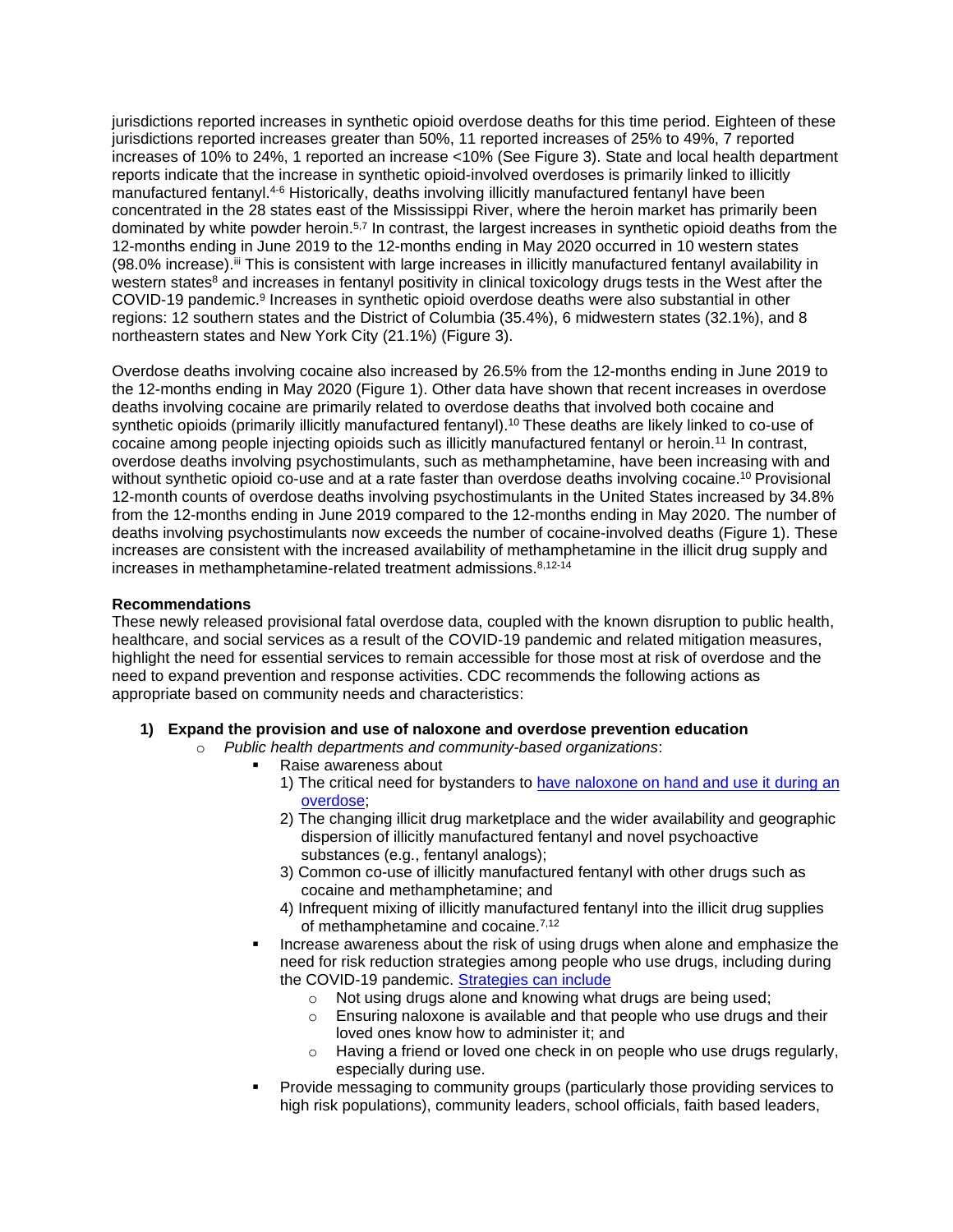jurisdictions reported increases in synthetic opioid overdose deaths for this time period. Eighteen of these jurisdictions reported increases greater than 50%, 11 reported increases of 25% to 49%, 7 reported increases of 10% to 24%, 1 reported an increase <10% (See Figure 3). State and local health department reports indicate that the increase in synthetic opioid-involved overdoses is primarily linked to illicitly manufactured fentanyl.[4-6] Historically, deaths involving illicitly manufactured fentanyl have been concentrated in the 28 states east of the Mississippi River, where the heroin market has primarily been dominated by white powder heroin.[5,7] In contrast, the largest increases in synthetic opioid deaths from the 12-months ending in June 2019 to the 12-months ending in May 2020 occurred in 10 western states (98.0% increase).[iii] This is consistent with large increases in illicitly manufactured fentanyl availability in western states[8] and increases in fentanyl positivity in clinical toxicology drugs tests in the West after the COVID-19 pandemic.[9] Increases in synthetic opioid overdose deaths were also substantial in other regions: 12 southern states and the District of Columbia (35.4%), 6 midwestern states (32.1%), and 8 northeastern states and New York City (21.1%) (Figure 3).

Overdose deaths involving cocaine also increased by 26.5% from the 12-months ending in June 2019 to the 12-months ending in May 2020 (Figure 1). Other data have shown that recent increases in overdose deaths involving cocaine are primarily related to overdose deaths that involved both cocaine and synthetic opioids (primarily illicitly manufactured fentanyl).[10] These deaths are likely linked to co-use of cocaine among people injecting opioids such as illicitly manufactured fentanyl or heroin.[11] In contrast, overdose deaths involving psychostimulants, such as methamphetamine, have been increasing with and without synthetic opioid co-use and at a rate faster than overdose deaths involving cocaine.[10] Provisional 12-month counts of overdose deaths involving psychostimulants in the United States increased by 34.8% from the 12-months ending in June 2019 compared to the 12-months ending in May 2020. The number of deaths involving psychostimulants now exceeds the number of cocaine-involved deaths (Figure 1). These increases are consistent with the increased availability of methamphetamine in the illicit drug supply and increases in methamphetamine-related treatment admissions.[8,12-14]

**Recommendations**
These newly released provisional fatal overdose data, coupled with the known disruption to public health, healthcare, and social services as a result of the COVID-19 pandemic and related mitigation measures, highlight the need for essential services to remain accessible for those most at risk of overdose and the need to expand prevention and response activities. CDC recommends the following actions as appropriate based on community needs and characteristics:

1) **Expand the provision and use of naloxone and overdose prevention education**
   - *Public health departments and community-based organizations*:
     - Raise awareness about
       1) The critical need for bystanders to have naloxone on hand and use it during an overdose;
       2) The changing illicit drug marketplace and the wider availability and geographic dispersion of illicitly manufactured fentanyl and novel psychoactive substances (e.g., fentanyl analogs);
       3) Common co-use of illicitly manufactured fentanyl with other drugs such as cocaine and methamphetamine; and
       4) Infrequent mixing of illicitly manufactured fentanyl into the illicit drug supplies of methamphetamine and cocaine.[7,12]
     - Increase awareness about the risk of using drugs when alone and emphasize the need for risk reduction strategies among people who use drugs, including during the COVID-19 pandemic. Strategies can include
       - Not using drugs alone and knowing what drugs are being used;
       - Ensuring naloxone is available and that people who use drugs and their loved ones know how to administer it; and
       - Having a friend or loved one check in on people who use drugs regularly, especially during use.
     - Provide messaging to community groups (particularly those providing services to high risk populations), community leaders, school officials, faith based leaders,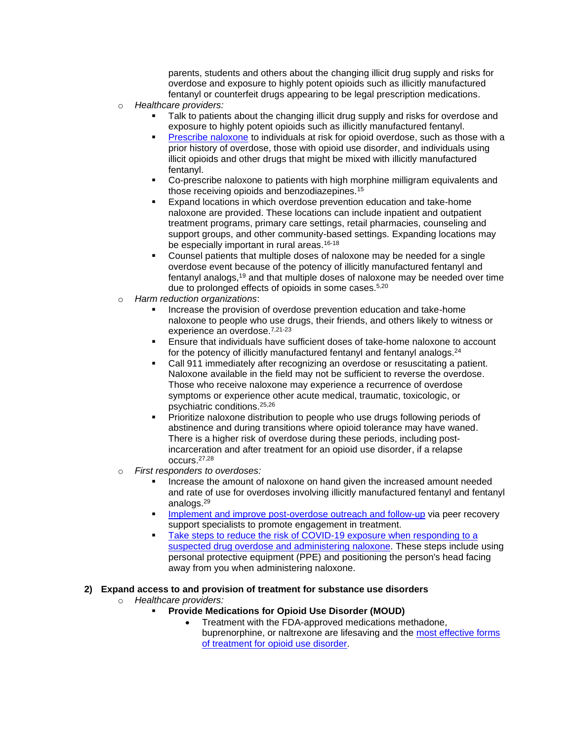parents, students and others about the changing illicit drug supply and risks for overdose and exposure to highly potent opioids such as illicitly manufactured fentanyl or counterfeit drugs appearing to be legal prescription medications.

- *Healthcare providers:*
  - Talk to patients about the changing illicit drug supply and risks for overdose and exposure to highly potent opioids such as illicitly manufactured fentanyl.
  - Prescribe naloxone to individuals at risk for opioid overdose, such as those with a prior history of overdose, those with opioid use disorder, and individuals using illicit opioids and other drugs that might be mixed with illicitly manufactured fentanyl.
  - Co-prescribe naloxone to patients with high morphine milligram equivalents and those receiving opioids and benzodiazepines.[15]
  - Expand locations in which overdose prevention education and take-home naloxone are provided. These locations can include inpatient and outpatient treatment programs, primary care settings, retail pharmacies, counseling and support groups, and other community-based settings. Expanding locations may be especially important in rural areas.[16-18]
  - Counsel patients that multiple doses of naloxone may be needed for a single overdose event because of the potency of illicitly manufactured fentanyl and fentanyl analogs,[19] and that multiple doses of naloxone may be needed over time due to prolonged effects of opioids in some cases.[5,20]
- *Harm reduction organizations*:
  - Increase the provision of overdose prevention education and take-home naloxone to people who use drugs, their friends, and others likely to witness or experience an overdose.[7,21-23]
  - Ensure that individuals have sufficient doses of take-home naloxone to account for the potency of illicitly manufactured fentanyl and fentanyl analogs.[24]
  - Call 911 immediately after recognizing an overdose or resuscitating a patient. Naloxone available in the field may not be sufficient to reverse the overdose. Those who receive naloxone may experience a recurrence of overdose symptoms or experience other acute medical, traumatic, toxicologic, or psychiatric conditions.[25,26]
  - Prioritize naloxone distribution to people who use drugs following periods of abstinence and during transitions where opioid tolerance may have waned. There is a higher risk of overdose during these periods, including post-incarceration and after treatment for an opioid use disorder, if a relapse occurs.[27,28]
- *First responders to overdoses:*
  - Increase the amount of naloxone on hand given the increased amount needed and rate of use for overdoses involving illicitly manufactured fentanyl and fentanyl analogs.[29]
  - Implement and improve post-overdose outreach and follow-up via peer recovery support specialists to promote engagement in treatment.
  - Take steps to reduce the risk of COVID-19 exposure when responding to a suspected drug overdose and administering naloxone. These steps include using personal protective equipment (PPE) and positioning the person's head facing away from you when administering naloxone.

**2) Expand access to and provision of treatment for substance use disorders**

- *Healthcare providers:*
  - **Provide Medications for Opioid Use Disorder (MOUD)**
    - Treatment with the FDA-approved medications methadone, buprenorphine, or naltrexone are lifesaving and the most effective forms of treatment for opioid use disorder.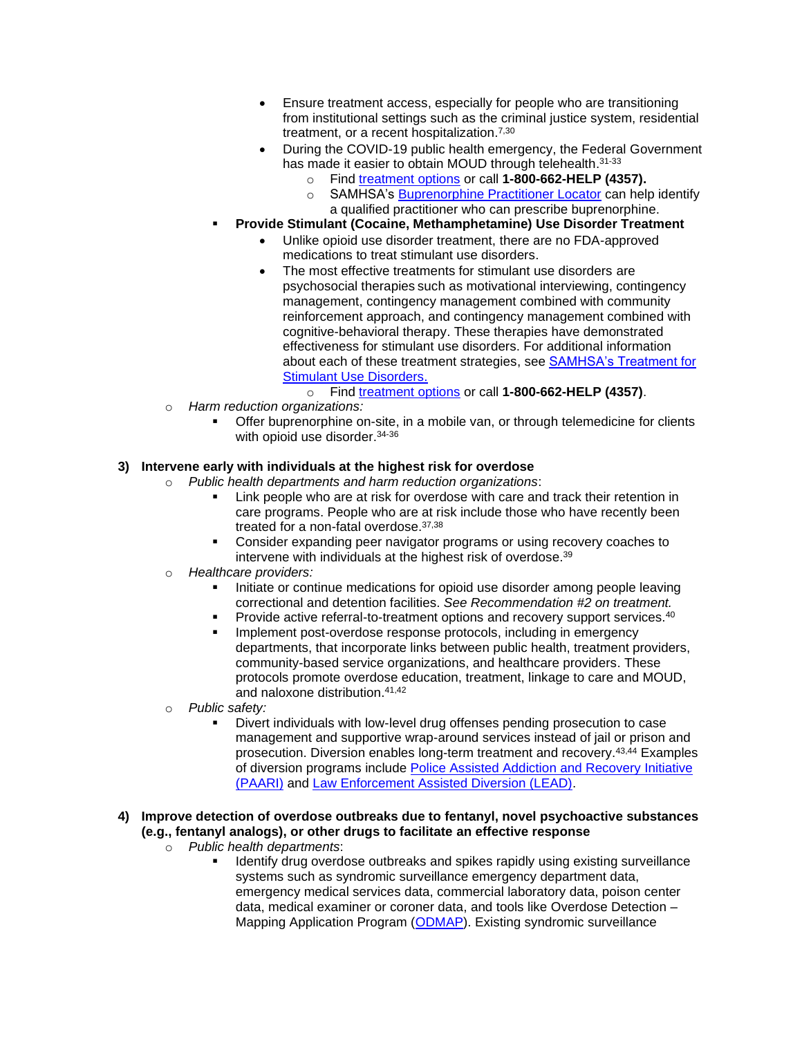- Ensure treatment access, especially for people who are transitioning from institutional settings such as the criminal justice system, residential treatment, or a recent hospitalization.[7,30]
        - During the COVID-19 public health emergency, the Federal Government has made it easier to obtain MOUD through telehealth.[31-33]
            - Find [treatment options](#) or call **1-800-662-HELP (4357).**
            - SAMHSA's [Buprenorphine Practitioner Locator](#) can help identify a qualified practitioner who can prescribe buprenorphine.
    - **Provide Stimulant (Cocaine, Methamphetamine) Use Disorder Treatment**
        - Unlike opioid use disorder treatment, there are no FDA-approved medications to treat stimulant use disorders.
        - The most effective treatments for stimulant use disorders are psychosocial therapies such as motivational interviewing, contingency management, contingency management combined with community reinforcement approach, and contingency management combined with cognitive-behavioral therapy. These therapies have demonstrated effectiveness for stimulant use disorders. For additional information about each of these treatment strategies, see [SAMHSA's Treatment for Stimulant Use Disorders.](#)
            - Find [treatment options](#) or call **1-800-662-HELP (4357)**.
- *Harm reduction organizations:*
    - Offer buprenorphine on-site, in a mobile van, or through telemedicine for clients with opioid use disorder.[34-36]

**3) Intervene early with individuals at the highest risk for overdose**

- *Public health departments and harm reduction organizations*:
    - Link people who are at risk for overdose with care and track their retention in care programs. People who are at risk include those who have recently been treated for a non-fatal overdose.[37,38]
    - Consider expanding peer navigator programs or using recovery coaches to intervene with individuals at the highest risk of overdose.[39]
- *Healthcare providers:*
    - Initiate or continue medications for opioid use disorder among people leaving correctional and detention facilities. *See Recommendation #2 on treatment.*
    - Provide active referral-to-treatment options and recovery support services.[40]
    - Implement post-overdose response protocols, including in emergency departments, that incorporate links between public health, treatment providers, community-based service organizations, and healthcare providers. These protocols promote overdose education, treatment, linkage to care and MOUD, and naloxone distribution.[41,42]
- *Public safety:*
    - Divert individuals with low-level drug offenses pending prosecution to case management and supportive wrap-around services instead of jail or prison and prosecution. Diversion enables long-term treatment and recovery.[43,44] Examples of diversion programs include [Police Assisted Addiction and Recovery Initiative (PAARI)](#) and [Law Enforcement Assisted Diversion (LEAD)](#).

**4) Improve detection of overdose outbreaks due to fentanyl, novel psychoactive substances (e.g., fentanyl analogs), or other drugs to facilitate an effective response**

- *Public health departments*:
    - Identify drug overdose outbreaks and spikes rapidly using existing surveillance systems such as syndromic surveillance emergency department data, emergency medical services data, commercial laboratory data, poison center data, medical examiner or coroner data, and tools like Overdose Detection – Mapping Application Program ([ODMAP](#)). Existing syndromic surveillance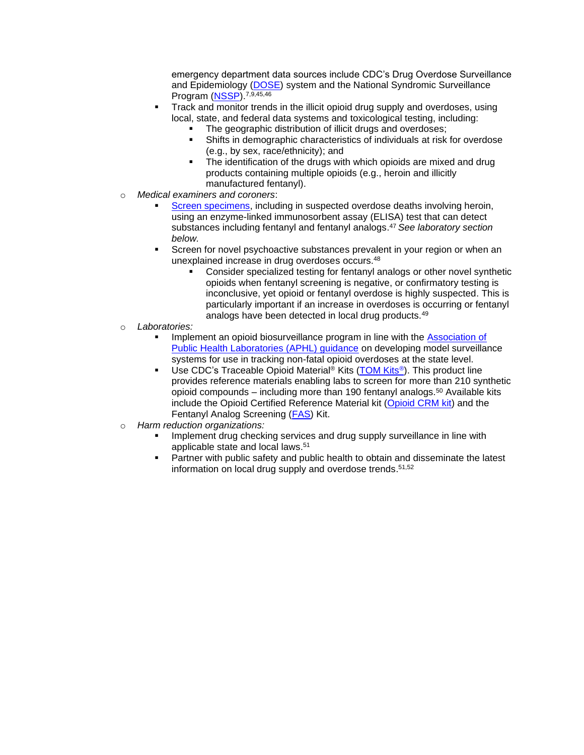emergency department data sources include CDC's Drug Overdose Surveillance and Epidemiology (DOSE) system and the National Syndromic Surveillance Program (NSSP).[7,9,45,46]
    - Track and monitor trends in the illicit opioid drug supply and overdoses, using local, state, and federal data systems and toxicological testing, including:
        - The geographic distribution of illicit drugs and overdoses;
        - Shifts in demographic characteristics of individuals at risk for overdose (e.g., by sex, race/ethnicity); and
        - The identification of the drugs with which opioids are mixed and drug products containing multiple opioids (e.g., heroin and illicitly manufactured fentanyl).
- *Medical examiners and coroners*:
    - Screen specimens, including in suspected overdose deaths involving heroin, using an enzyme-linked immunosorbent assay (ELISA) test that can detect substances including fentanyl and fentanyl analogs.[47] *See laboratory section below.*
    - Screen for novel psychoactive substances prevalent in your region or when an unexplained increase in drug overdoses occurs.[48]
        - Consider specialized testing for fentanyl analogs or other novel synthetic opioids when fentanyl screening is negative, or confirmatory testing is inconclusive, yet opioid or fentanyl overdose is highly suspected. This is particularly important if an increase in overdoses is occurring or fentanyl analogs have been detected in local drug products.[49]
- *Laboratories:*
    - Implement an opioid biosurveillance program in line with the Association of Public Health Laboratories (APHL) guidance on developing model surveillance systems for use in tracking non-fatal opioid overdoses at the state level.
    - Use CDC's Traceable Opioid Material® Kits (TOM Kits®). This product line provides reference materials enabling labs to screen for more than 210 synthetic opioid compounds – including more than 190 fentanyl analogs.[50] Available kits include the Opioid Certified Reference Material kit (Opioid CRM kit) and the Fentanyl Analog Screening (FAS) Kit.
- *Harm reduction organizations:*
    - Implement drug checking services and drug supply surveillance in line with applicable state and local laws.[51]
    - Partner with public safety and public health to obtain and disseminate the latest information on local drug supply and overdose trends.[51,52]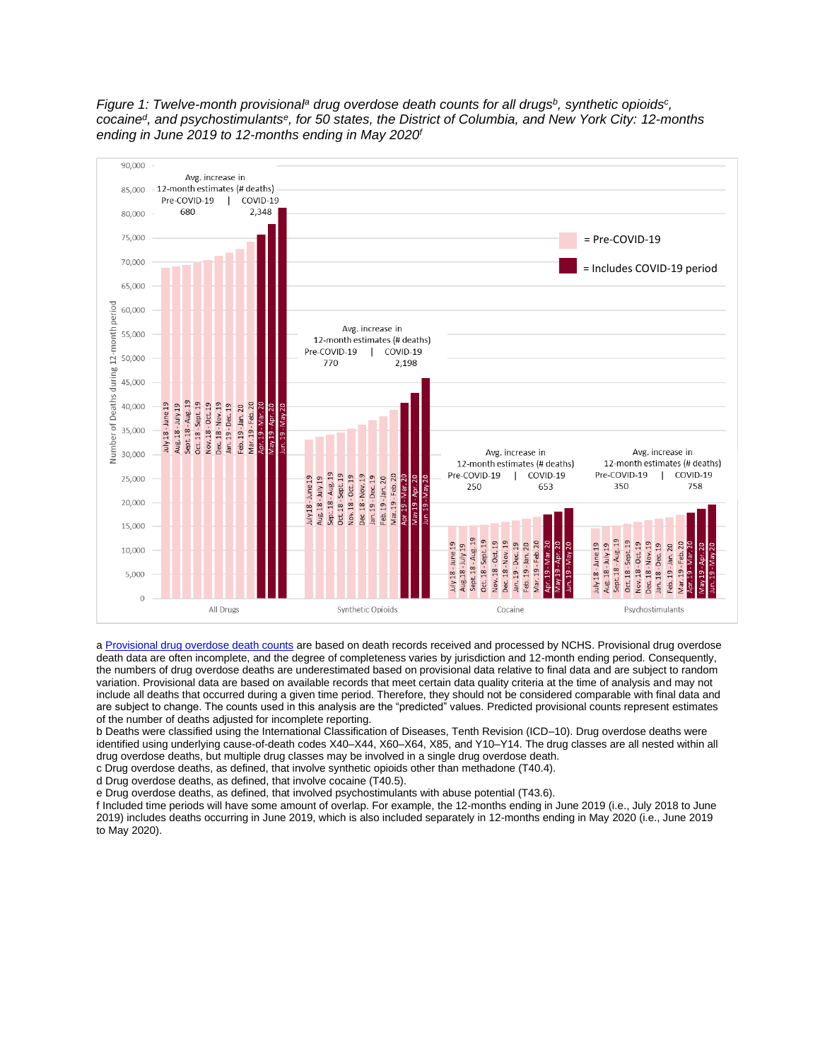*Figure 1: Twelve-month provisional[a] drug overdose death counts for all drugs[b], synthetic opioids[c], cocaine[d], and psychostimulants[e], for 50 states, the District of Columbia, and New York City: 12-months ending in June 2019 to 12-months ending in May 2020[f]*

a [Provisional drug overdose death counts](Provisional drug overdose death counts) are based on death records received and processed by NCHS. Provisional drug overdose death data are often incomplete, and the degree of completeness varies by jurisdiction and 12-month ending period. Consequently, the numbers of drug overdose deaths are underestimated based on provisional data relative to final data and are subject to random variation. Provisional data are based on available records that meet certain data quality criteria at the time of analysis and may not include all deaths that occurred during a given time period. Therefore, they should not be considered comparable with final data and are subject to change. The counts used in this analysis are the "predicted" values. Predicted provisional counts represent estimates of the number of deaths adjusted for incomplete reporting.

b Deaths were classified using the International Classification of Diseases, Tenth Revision (ICD–10). Drug overdose deaths were identified using underlying cause-of-death codes X40–X44, X60–X64, X85, and Y10–Y14. The drug classes are all nested within all drug overdose deaths, but multiple drug classes may be involved in a single drug overdose death.

c Drug overdose deaths, as defined, that involve synthetic opioids other than methadone (T40.4).

d Drug overdose deaths, as defined, that involve cocaine (T40.5).

e Drug overdose deaths, as defined, that involved psychostimulants with abuse potential (T43.6).

f Included time periods will have some amount of overlap. For example, the 12-months ending in June 2019 (i.e., July 2018 to June 2019) includes deaths occurring in June 2019, which is also included separately in 12-months ending in May 2020 (i.e., June 2019 to May 2020).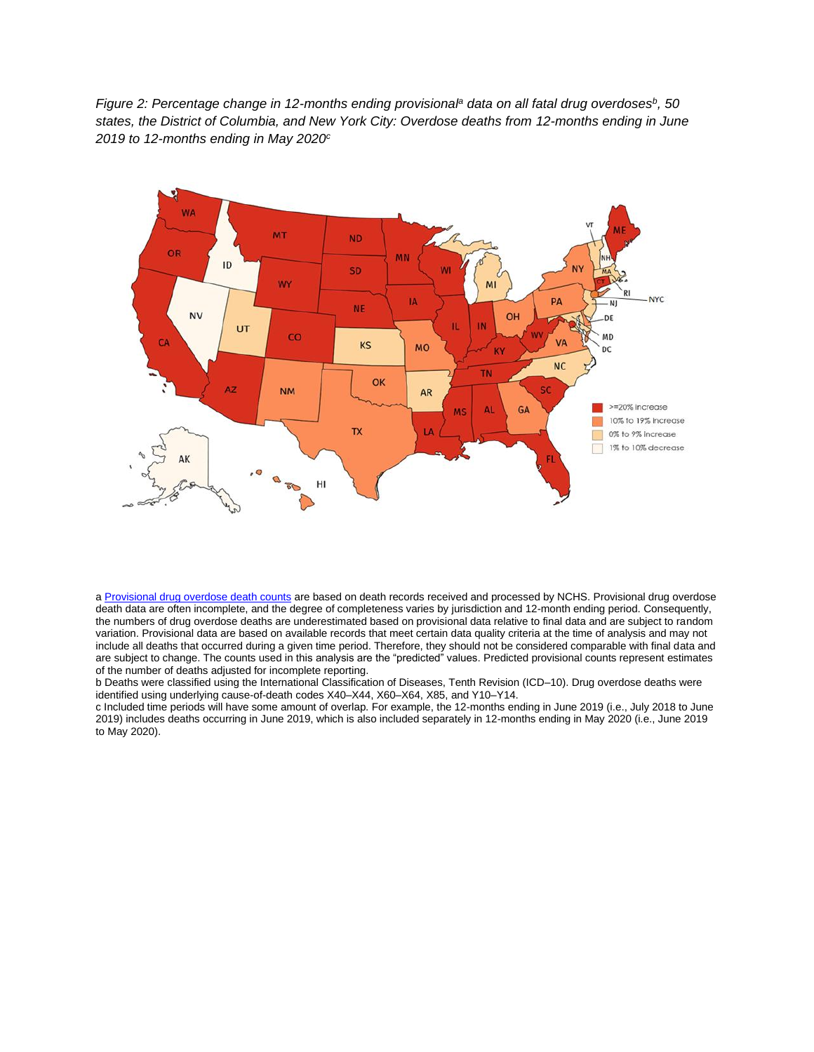*Figure 2: Percentage change in 12-months ending provisional[a] data on all fatal drug overdoses[b], 50 states, the District of Columbia, and New York City: Overdose deaths from 12-months ending in June 2019 to 12-months ending in May 2020[c]*

a [Provisional drug overdose death counts](https://www.cdc.gov/nchs/nvss/vsrr/drug-overdose-data.htm) are based on death records received and processed by NCHS. Provisional drug overdose death data are often incomplete, and the degree of completeness varies by jurisdiction and 12-month ending period. Consequently, the numbers of drug overdose deaths are underestimated based on provisional data relative to final data and are subject to random variation. Provisional data are based on available records that meet certain data quality criteria at the time of analysis and may not include all deaths that occurred during a given time period. Therefore, they should not be considered comparable with final data and are subject to change. The counts used in this analysis are the "predicted" values. Predicted provisional counts represent estimates of the number of deaths adjusted for incomplete reporting.

b Deaths were classified using the International Classification of Diseases, Tenth Revision (ICD–10). Drug overdose deaths were identified using underlying cause-of-death codes X40–X44, X60–X64, X85, and Y10–Y14.

c Included time periods will have some amount of overlap. For example, the 12-months ending in June 2019 (i.e., July 2018 to June 2019) includes deaths occurring in June 2019, which is also included separately in 12-months ending in May 2020 (i.e., June 2019 to May 2020).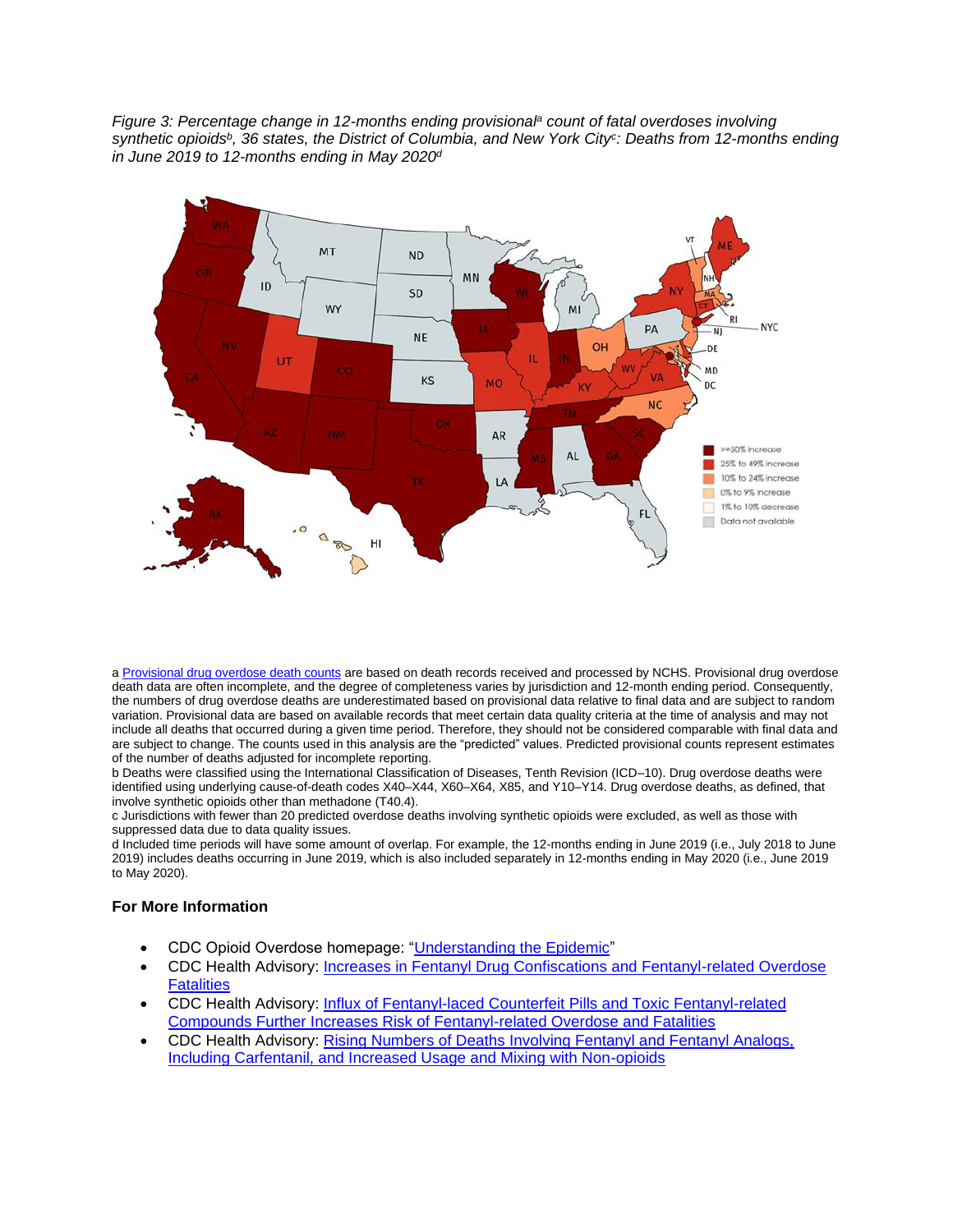*Figure 3: Percentage change in 12-months ending provisional[a] count of fatal overdoses involving synthetic opioids[b], 36 states, the District of Columbia, and New York City[c]: Deaths from 12-months ending in June 2019 to 12-months ending in May 2020[d]*

a Provisional drug overdose death counts are based on death records received and processed by NCHS. Provisional drug overdose death data are often incomplete, and the degree of completeness varies by jurisdiction and 12-month ending period. Consequently, the numbers of drug overdose deaths are underestimated based on provisional data relative to final data and are subject to random variation. Provisional data are based on available records that meet certain data quality criteria at the time of analysis and may not include all deaths that occurred during a given time period. Therefore, they should not be considered comparable with final data and are subject to change. The counts used in this analysis are the "predicted" values. Predicted provisional counts represent estimates of the number of deaths adjusted for incomplete reporting.

b Deaths were classified using the International Classification of Diseases, Tenth Revision (ICD–10). Drug overdose deaths were identified using underlying cause-of-death codes X40–X44, X60–X64, X85, and Y10–Y14. Drug overdose deaths, as defined, that involve synthetic opioids other than methadone (T40.4).

c Jurisdictions with fewer than 20 predicted overdose deaths involving synthetic opioids were excluded, as well as those with suppressed data due to data quality issues.

d Included time periods will have some amount of overlap. For example, the 12-months ending in June 2019 (i.e., July 2018 to June 2019) includes deaths occurring in June 2019, which is also included separately in 12-months ending in May 2020 (i.e., June 2019 to May 2020).

### For More Information

- CDC Opioid Overdose homepage: "Understanding the Epidemic"
- CDC Health Advisory: Increases in Fentanyl Drug Confiscations and Fentanyl-related Overdose Fatalities
- CDC Health Advisory: Influx of Fentanyl-laced Counterfeit Pills and Toxic Fentanyl-related Compounds Further Increases Risk of Fentanyl-related Overdose and Fatalities
- CDC Health Advisory: Rising Numbers of Deaths Involving Fentanyl and Fentanyl Analogs, Including Carfentanil, and Increased Usage and Mixing with Non-opioids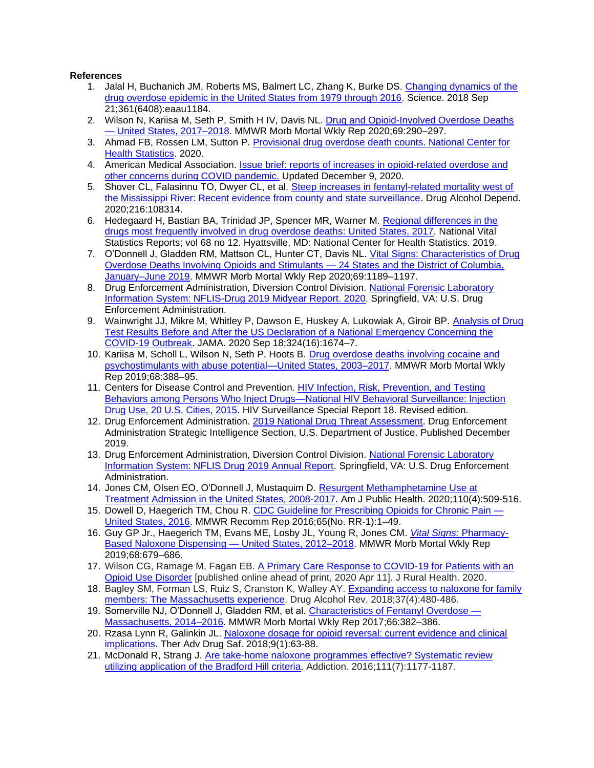**References**

1. Jalal H, Buchanich JM, Roberts MS, Balmert LC, Zhang K, Burke DS. Changing dynamics of the drug overdose epidemic in the United States from 1979 through 2016. Science. 2018 Sep 21;361(6408):eaau1184.
2. Wilson N, Kariisa M, Seth P, Smith H IV, Davis NL. Drug and Opioid-Involved Overdose Deaths — United States, 2017–2018. MMWR Morb Mortal Wkly Rep 2020;69:290–297.
3. Ahmad FB, Rossen LM, Sutton P. Provisional drug overdose death counts. National Center for Health Statistics. 2020.
4. American Medical Association. Issue brief: reports of increases in opioid-related overdose and other concerns during COVID pandemic. Updated December 9, 2020.
5. Shover CL, Falasinnu TO, Dwyer CL, et al. Steep increases in fentanyl-related mortality west of the Mississippi River: Recent evidence from county and state surveillance. Drug Alcohol Depend. 2020;216:108314.
6. Hedegaard H, Bastian BA, Trinidad JP, Spencer MR, Warner M. Regional differences in the drugs most frequently involved in drug overdose deaths: United States, 2017. National Vital Statistics Reports; vol 68 no 12. Hyattsville, MD: National Center for Health Statistics. 2019.
7. O'Donnell J, Gladden RM, Mattson CL, Hunter CT, Davis NL. Vital Signs: Characteristics of Drug Overdose Deaths Involving Opioids and Stimulants — 24 States and the District of Columbia, January–June 2019. MMWR Morb Mortal Wkly Rep 2020;69:1189–1197.
8. Drug Enforcement Administration, Diversion Control Division. National Forensic Laboratory Information System: NFLIS-Drug 2019 Midyear Report. 2020. Springfield, VA: U.S. Drug Enforcement Administration.
9. Wainwright JJ, Mikre M, Whitley P, Dawson E, Huskey A, Lukowiak A, Giroir BP. Analysis of Drug Test Results Before and After the US Declaration of a National Emergency Concerning the COVID-19 Outbreak. JAMA. 2020 Sep 18;324(16):1674–7.
10. Kariisa M, Scholl L, Wilson N, Seth P, Hoots B. Drug overdose deaths involving cocaine and psychostimulants with abuse potential—United States, 2003–2017. MMWR Morb Mortal Wkly Rep 2019;68:388–95.
11. Centers for Disease Control and Prevention. HIV Infection, Risk, Prevention, and Testing Behaviors among Persons Who Inject Drugs—National HIV Behavioral Surveillance: Injection Drug Use, 20 U.S. Cities, 2015. HIV Surveillance Special Report 18. Revised edition.
12. Drug Enforcement Administration. 2019 National Drug Threat Assessment. Drug Enforcement Administration Strategic Intelligence Section, U.S. Department of Justice. Published December 2019.
13. Drug Enforcement Administration, Diversion Control Division. National Forensic Laboratory Information System: NFLIS Drug 2019 Annual Report. Springfield, VA: U.S. Drug Enforcement Administration.
14. Jones CM, Olsen EO, O'Donnell J, Mustaquim D. Resurgent Methamphetamine Use at Treatment Admission in the United States, 2008-2017. Am J Public Health. 2020;110(4):509-516.
15. Dowell D, Haegerich TM, Chou R. CDC Guideline for Prescribing Opioids for Chronic Pain — United States, 2016. MMWR Recomm Rep 2016;65(No. RR-1):1–49.
16. Guy GP Jr., Haegerich TM, Evans ME, Losby JL, Young R, Jones CM. *Vital Signs:* Pharmacy-Based Naloxone Dispensing — United States, 2012–2018. MMWR Morb Mortal Wkly Rep 2019;68:679–686.
17. Wilson CG, Ramage M, Fagan EB. A Primary Care Response to COVID-19 for Patients with an Opioid Use Disorder [published online ahead of print, 2020 Apr 11]. J Rural Health. 2020.
18. Bagley SM, Forman LS, Ruiz S, Cranston K, Walley AY. Expanding access to naloxone for family members: The Massachusetts experience. Drug Alcohol Rev. 2018;37(4):480-486.
19. Somerville NJ, O'Donnell J, Gladden RM, et al. Characteristics of Fentanyl Overdose — Massachusetts, 2014–2016. MMWR Morb Mortal Wkly Rep 2017;66:382–386.
20. Rzasa Lynn R, Galinkin JL. Naloxone dosage for opioid reversal: current evidence and clinical implications. Ther Adv Drug Saf. 2018;9(1):63-88.
21. McDonald R, Strang J. Are take-home naloxone programmes effective? Systematic review utilizing application of the Bradford Hill criteria. Addiction. 2016;111(7):1177-1187.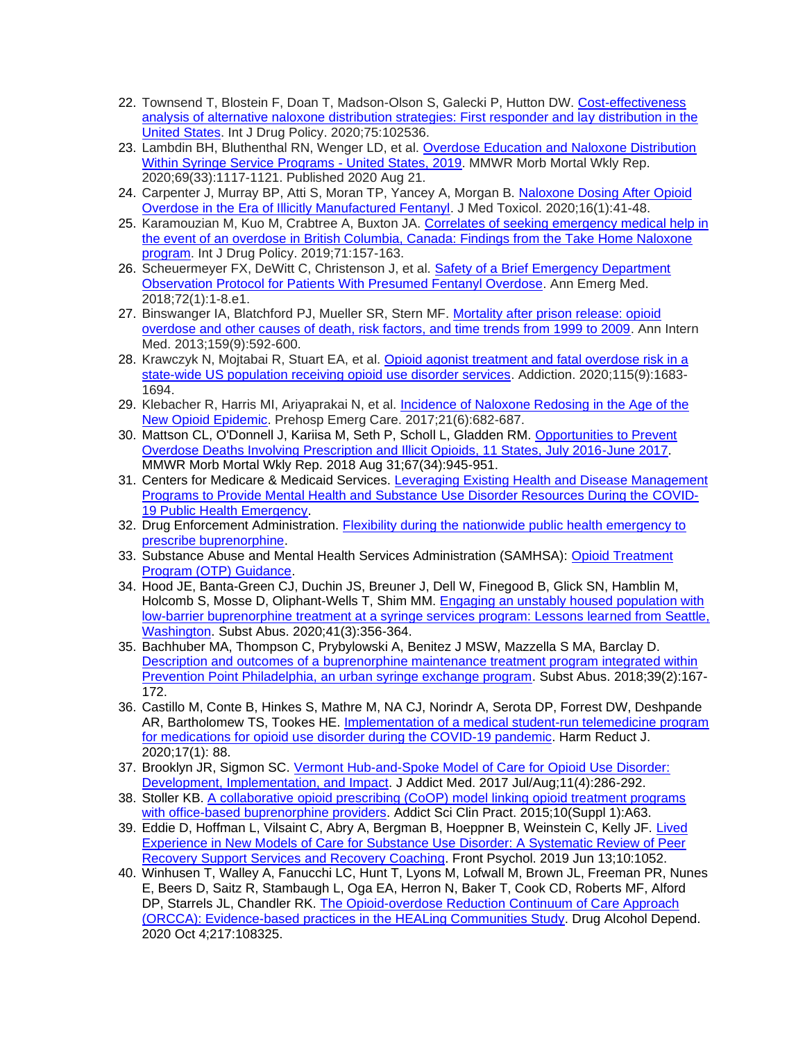22. Townsend T, Blostein F, Doan T, Madson-Olson S, Galecki P, Hutton DW. Cost-effectiveness analysis of alternative naloxone distribution strategies: First responder and lay distribution in the United States. Int J Drug Policy. 2020;75:102536.
23. Lambdin BH, Bluthenthal RN, Wenger LD, et al. Overdose Education and Naloxone Distribution Within Syringe Service Programs - United States, 2019. MMWR Morb Mortal Wkly Rep. 2020;69(33):1117-1121. Published 2020 Aug 21.
24. Carpenter J, Murray BP, Atti S, Moran TP, Yancey A, Morgan B. Naloxone Dosing After Opioid Overdose in the Era of Illicitly Manufactured Fentanyl. J Med Toxicol. 2020;16(1):41-48.
25. Karamouzian M, Kuo M, Crabtree A, Buxton JA. Correlates of seeking emergency medical help in the event of an overdose in British Columbia, Canada: Findings from the Take Home Naloxone program. Int J Drug Policy. 2019;71:157-163.
26. Scheuermeyer FX, DeWitt C, Christenson J, et al. Safety of a Brief Emergency Department Observation Protocol for Patients With Presumed Fentanyl Overdose. Ann Emerg Med. 2018;72(1):1-8.e1.
27. Binswanger IA, Blatchford PJ, Mueller SR, Stern MF. Mortality after prison release: opioid overdose and other causes of death, risk factors, and time trends from 1999 to 2009. Ann Intern Med. 2013;159(9):592-600.
28. Krawczyk N, Mojtabai R, Stuart EA, et al. Opioid agonist treatment and fatal overdose risk in a state-wide US population receiving opioid use disorder services. Addiction. 2020;115(9):1683-1694.
29. Klebacher R, Harris MI, Ariyaprakai N, et al. Incidence of Naloxone Redosing in the Age of the New Opioid Epidemic. Prehosp Emerg Care. 2017;21(6):682-687.
30. Mattson CL, O'Donnell J, Kariisa M, Seth P, Scholl L, Gladden RM. Opportunities to Prevent Overdose Deaths Involving Prescription and Illicit Opioids, 11 States, July 2016-June 2017. MMWR Morb Mortal Wkly Rep. 2018 Aug 31;67(34):945-951.
31. Centers for Medicare & Medicaid Services. Leveraging Existing Health and Disease Management Programs to Provide Mental Health and Substance Use Disorder Resources During the COVID-19 Public Health Emergency.
32. Drug Enforcement Administration. Flexibility during the nationwide public health emergency to prescribe buprenorphine.
33. Substance Abuse and Mental Health Services Administration (SAMHSA): Opioid Treatment Program (OTP) Guidance.
34. Hood JE, Banta-Green CJ, Duchin JS, Breuner J, Dell W, Finegood B, Glick SN, Hamblin M, Holcomb S, Mosse D, Oliphant-Wells T, Shim MM. Engaging an unstably housed population with low-barrier buprenorphine treatment at a syringe services program: Lessons learned from Seattle, Washington. Subst Abus. 2020;41(3):356-364.
35. Bachhuber MA, Thompson C, Prybylowski A, Benitez J MSW, Mazzella S MA, Barclay D. Description and outcomes of a buprenorphine maintenance treatment program integrated within Prevention Point Philadelphia, an urban syringe exchange program. Subst Abus. 2018;39(2):167-172.
36. Castillo M, Conte B, Hinkes S, Mathre M, NA CJ, Norindr A, Serota DP, Forrest DW, Deshpande AR, Bartholomew TS, Tookes HE. Implementation of a medical student-run telemedicine program for medications for opioid use disorder during the COVID-19 pandemic. Harm Reduct J. 2020;17(1): 88.
37. Brooklyn JR, Sigmon SC. Vermont Hub-and-Spoke Model of Care for Opioid Use Disorder: Development, Implementation, and Impact. J Addict Med. 2017 Jul/Aug;11(4):286-292.
38. Stoller KB. A collaborative opioid prescribing (CoOP) model linking opioid treatment programs with office-based buprenorphine providers. Addict Sci Clin Pract. 2015;10(Suppl 1):A63.
39. Eddie D, Hoffman L, Vilsaint C, Abry A, Bergman B, Hoeppner B, Weinstein C, Kelly JF. Lived Experience in New Models of Care for Substance Use Disorder: A Systematic Review of Peer Recovery Support Services and Recovery Coaching. Front Psychol. 2019 Jun 13;10:1052.
40. Winhusen T, Walley A, Fanucchi LC, Hunt T, Lyons M, Lofwall M, Brown JL, Freeman PR, Nunes E, Beers D, Saitz R, Stambaugh L, Oga EA, Herron N, Baker T, Cook CD, Roberts MF, Alford DP, Starrels JL, Chandler RK. The Opioid-overdose Reduction Continuum of Care Approach (ORCCA): Evidence-based practices in the HEALing Communities Study. Drug Alcohol Depend. 2020 Oct 4;217:108325.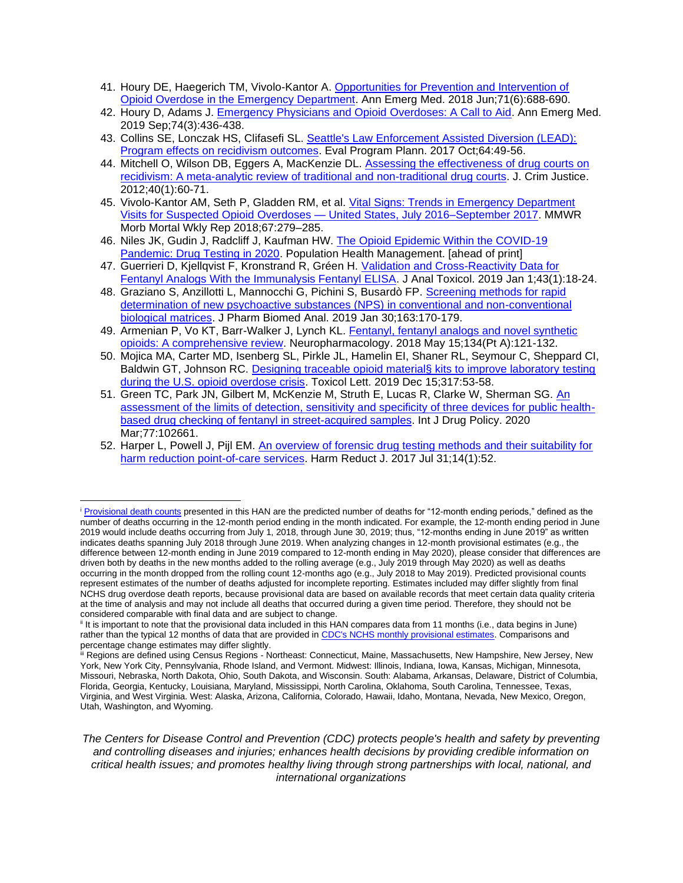41. Houry DE, Haegerich TM, Vivolo-Kantor A. [Opportunities for Prevention and Intervention of Opioid Overdose in the Emergency Department](). Ann Emerg Med. 2018 Jun;71(6):688-690.
42. Houry D, Adams J. [Emergency Physicians and Opioid Overdoses: A Call to Aid](). Ann Emerg Med. 2019 Sep;74(3):436-438.
43. Collins SE, Lonczak HS, Clifasefi SL. [Seattle's Law Enforcement Assisted Diversion (LEAD): Program effects on recidivism outcomes](). Eval Program Plann. 2017 Oct;64:49-56.
44. Mitchell O, Wilson DB, Eggers A, MacKenzie DL. [Assessing the effectiveness of drug courts on recidivism: A meta-analytic review of traditional and non-traditional drug courts](). J. Crim Justice. 2012;40(1):60-71.
45. Vivolo-Kantor AM, Seth P, Gladden RM, et al. [Vital Signs: Trends in Emergency Department Visits for Suspected Opioid Overdoses — United States, July 2016–September 2017](). MMWR Morb Mortal Wkly Rep 2018;67:279–285.
46. Niles JK, Gudin J, Radcliff J, Kaufman HW. [The Opioid Epidemic Within the COVID-19 Pandemic: Drug Testing in 2020](). Population Health Management. [ahead of print]
47. Guerrieri D, Kjellqvist F, Kronstrand R, Gréen H. [Validation and Cross-Reactivity Data for Fentanyl Analogs With the Immunalysis Fentanyl ELISA](). J Anal Toxicol. 2019 Jan 1;43(1):18-24.
48. Graziano S, Anzillotti L, Mannocchi G, Pichini S, Busardò FP. [Screening methods for rapid determination of new psychoactive substances (NPS) in conventional and non-conventional biological matrices](). J Pharm Biomed Anal. 2019 Jan 30;163:170-179.
49. Armenian P, Vo KT, Barr-Walker J, Lynch KL. [Fentanyl, fentanyl analogs and novel synthetic opioids: A comprehensive review](). Neuropharmacology. 2018 May 15;134(Pt A):121-132.
50. Mojica MA, Carter MD, Isenberg SL, Pirkle JL, Hamelin EI, Shaner RL, Seymour C, Sheppard CI, Baldwin GT, Johnson RC. [Designing traceable opioid material§ kits to improve laboratory testing during the U.S. opioid overdose crisis](). Toxicol Lett. 2019 Dec 15;317:53-58.
51. Green TC, Park JN, Gilbert M, McKenzie M, Struth E, Lucas R, Clarke W, Sherman SG. [An assessment of the limits of detection, sensitivity and specificity of three devices for public health-based drug checking of fentanyl in street-acquired samples](). Int J Drug Policy. 2020 Mar;77:102661.
52. Harper L, Powell J, Pijl EM. [An overview of forensic drug testing methods and their suitability for harm reduction point-of-care services](). Harm Reduct J. 2017 Jul 31;14(1):52.

---

[i] [Provisional death counts]() presented in this HAN are the predicted number of deaths for "12-month ending periods," defined as the number of deaths occurring in the 12-month period ending in the month indicated. For example, the 12-month ending period in June 2019 would include deaths occurring from July 1, 2018, through June 30, 2019; thus, "12-months ending in June 2019" as written indicates deaths spanning July 2018 through June 2019. When analyzing changes in 12-month provisional estimates (e.g., the difference between 12-month ending in June 2019 compared to 12-month ending in May 2020), please consider that differences are driven both by deaths in the new months added to the rolling average (e.g., July 2019 through May 2020) as well as deaths occurring in the month dropped from the rolling count 12-months ago (e.g., July 2018 to May 2019). Predicted provisional counts represent estimates of the number of deaths adjusted for incomplete reporting. Estimates included may differ slightly from final NCHS drug overdose death reports, because provisional data are based on available records that meet certain data quality criteria at the time of analysis and may not include all deaths that occurred during a given time period. Therefore, they should not be considered comparable with final data and are subject to change.

[ii] It is important to note that the provisional data included in this HAN compares data from 11 months (i.e., data begins in June) rather than the typical 12 months of data that are provided in [CDC's NCHS monthly provisional estimates](). Comparisons and percentage change estimates may differ slightly.

[iii] Regions are defined using Census Regions - Northeast: Connecticut, Maine, Massachusetts, New Hampshire, New Jersey, New York, New York City, Pennsylvania, Rhode Island, and Vermont. Midwest: Illinois, Indiana, Iowa, Kansas, Michigan, Minnesota, Missouri, Nebraska, North Dakota, Ohio, South Dakota, and Wisconsin. South: Alabama, Arkansas, Delaware, District of Columbia, Florida, Georgia, Kentucky, Louisiana, Maryland, Mississippi, North Carolina, Oklahoma, South Carolina, Tennessee, Texas, Virginia, and West Virginia. West: Alaska, Arizona, California, Colorado, Hawaii, Idaho, Montana, Nevada, New Mexico, Oregon, Utah, Washington, and Wyoming.

*The Centers for Disease Control and Prevention (CDC) protects people's health and safety by preventing and controlling diseases and injuries; enhances health decisions by providing credible information on critical health issues; and promotes healthy living through strong partnerships with local, national, and international organizations*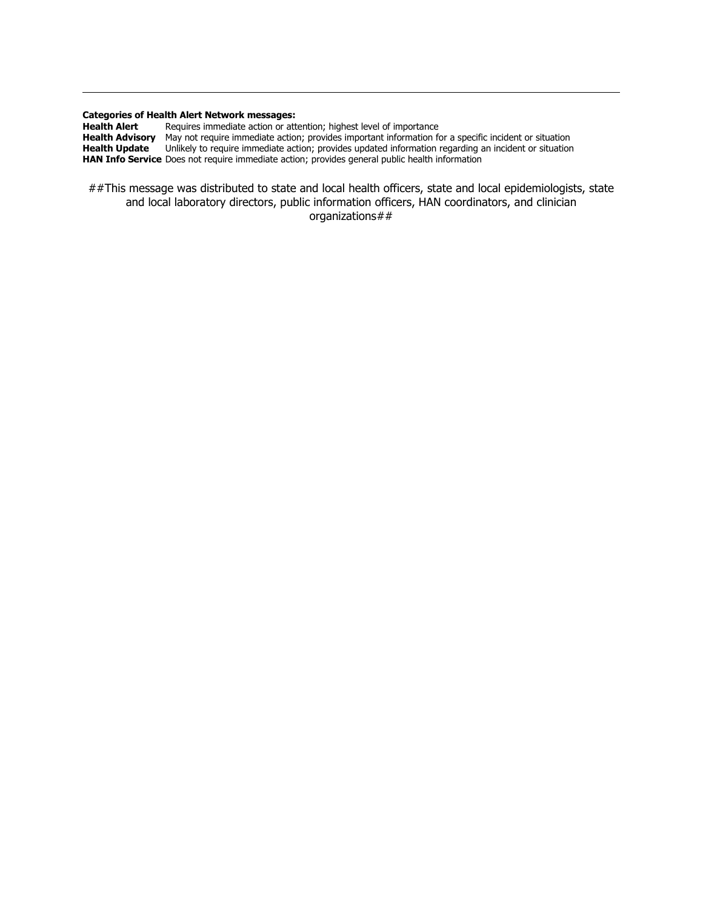---

**Categories of Health Alert Network messages:**

| | |
|---|---|
| **Health Alert** | Requires immediate action or attention; highest level of importance |
| **Health Advisory** | May not require immediate action; provides important information for a specific incident or situation |
| **Health Update** | Unlikely to require immediate action; provides updated information regarding an incident or situation |
| **HAN Info Service** | Does not require immediate action; provides general public health information |

##This message was distributed to state and local health officers, state and local epidemiologists, state and local laboratory directors, public information officers, HAN coordinators, and clinician organizations##